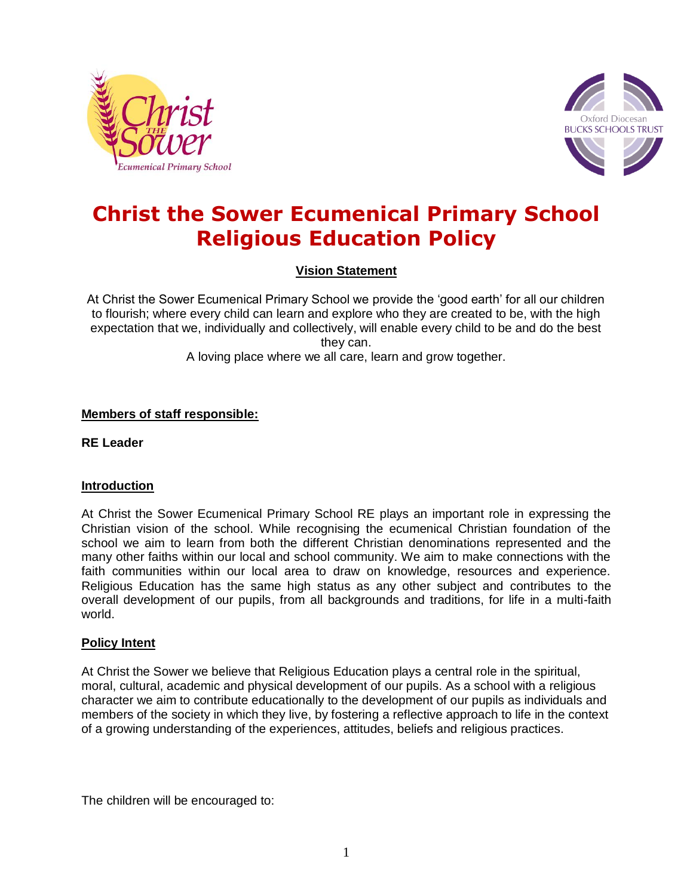# Christ the Sower Ecumenical Primary School Religious Education Policy

**Vision Statement**

At Christ the Sower Ecumenical Primary School we provide the 'good earth' for all our children to flourish; where every child can learn and explore who they are created to be, with the high expectation that we, individually and collectively, will enable every child to be and do the best they can.
A loving place where we all care, learn and grow together.

**Members of staff responsible:**

**RE Leader**

**Introduction**

At Christ the Sower Ecumenical Primary School RE plays an important role in expressing the Christian vision of the school. While recognising the ecumenical Christian foundation of the school we aim to learn from both the different Christian denominations represented and the many other faiths within our local and school community. We aim to make connections with the faith communities within our local area to draw on knowledge, resources and experience. Religious Education has the same high status as any other subject and contributes to the overall development of our pupils, from all backgrounds and traditions, for life in a multi-faith world.

**Policy Intent**

At Christ the Sower we believe that Religious Education plays a central role in the spiritual, moral, cultural, academic and physical development of our pupils. As a school with a religious character we aim to contribute educationally to the development of our pupils as individuals and members of the society in which they live, by fostering a reflective approach to life in the context of a growing understanding of the experiences, attitudes, beliefs and religious practices.

The children will be encouraged to: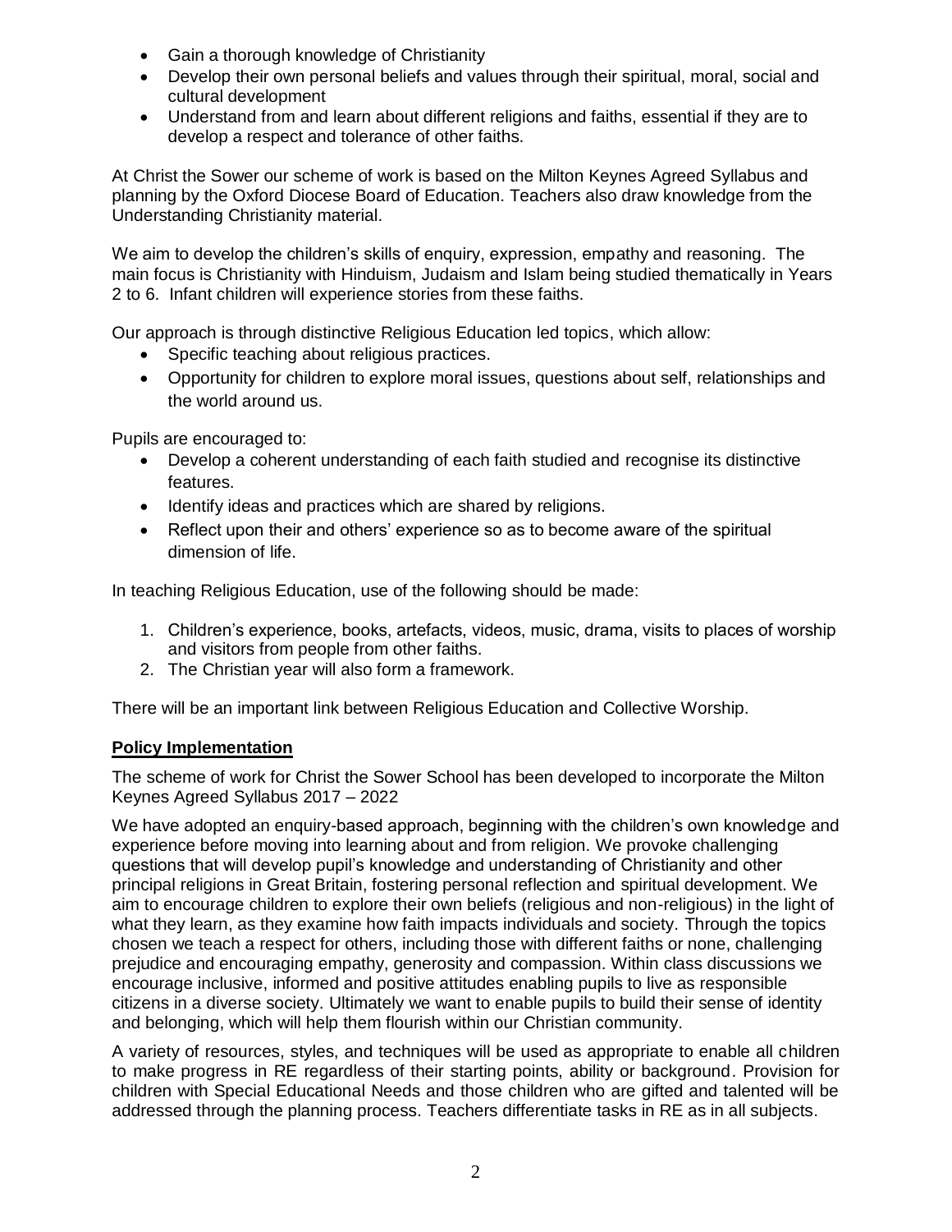- Gain a thorough knowledge of Christianity
- Develop their own personal beliefs and values through their spiritual, moral, social and cultural development
- Understand from and learn about different religions and faiths, essential if they are to develop a respect and tolerance of other faiths.

At Christ the Sower our scheme of work is based on the Milton Keynes Agreed Syllabus and planning by the Oxford Diocese Board of Education. Teachers also draw knowledge from the Understanding Christianity material.

We aim to develop the children's skills of enquiry, expression, empathy and reasoning. The main focus is Christianity with Hinduism, Judaism and Islam being studied thematically in Years 2 to 6. Infant children will experience stories from these faiths.

Our approach is through distinctive Religious Education led topics, which allow:

- Specific teaching about religious practices.
- Opportunity for children to explore moral issues, questions about self, relationships and the world around us.

Pupils are encouraged to:

- Develop a coherent understanding of each faith studied and recognise its distinctive features.
- Identify ideas and practices which are shared by religions.
- Reflect upon their and others' experience so as to become aware of the spiritual dimension of life.

In teaching Religious Education, use of the following should be made:

1. Children's experience, books, artefacts, videos, music, drama, visits to places of worship and visitors from people from other faiths.
2. The Christian year will also form a framework.

There will be an important link between Religious Education and Collective Worship.

## **Policy Implementation**

The scheme of work for Christ the Sower School has been developed to incorporate the Milton Keynes Agreed Syllabus 2017 – 2022

We have adopted an enquiry-based approach, beginning with the children's own knowledge and experience before moving into learning about and from religion. We provoke challenging questions that will develop pupil's knowledge and understanding of Christianity and other principal religions in Great Britain, fostering personal reflection and spiritual development. We aim to encourage children to explore their own beliefs (religious and non-religious) in the light of what they learn, as they examine how faith impacts individuals and society. Through the topics chosen we teach a respect for others, including those with different faiths or none, challenging prejudice and encouraging empathy, generosity and compassion. Within class discussions we encourage inclusive, informed and positive attitudes enabling pupils to live as responsible citizens in a diverse society. Ultimately we want to enable pupils to build their sense of identity and belonging, which will help them flourish within our Christian community.

A variety of resources, styles, and techniques will be used as appropriate to enable all children to make progress in RE regardless of their starting points, ability or background. Provision for children with Special Educational Needs and those children who are gifted and talented will be addressed through the planning process. Teachers differentiate tasks in RE as in all subjects.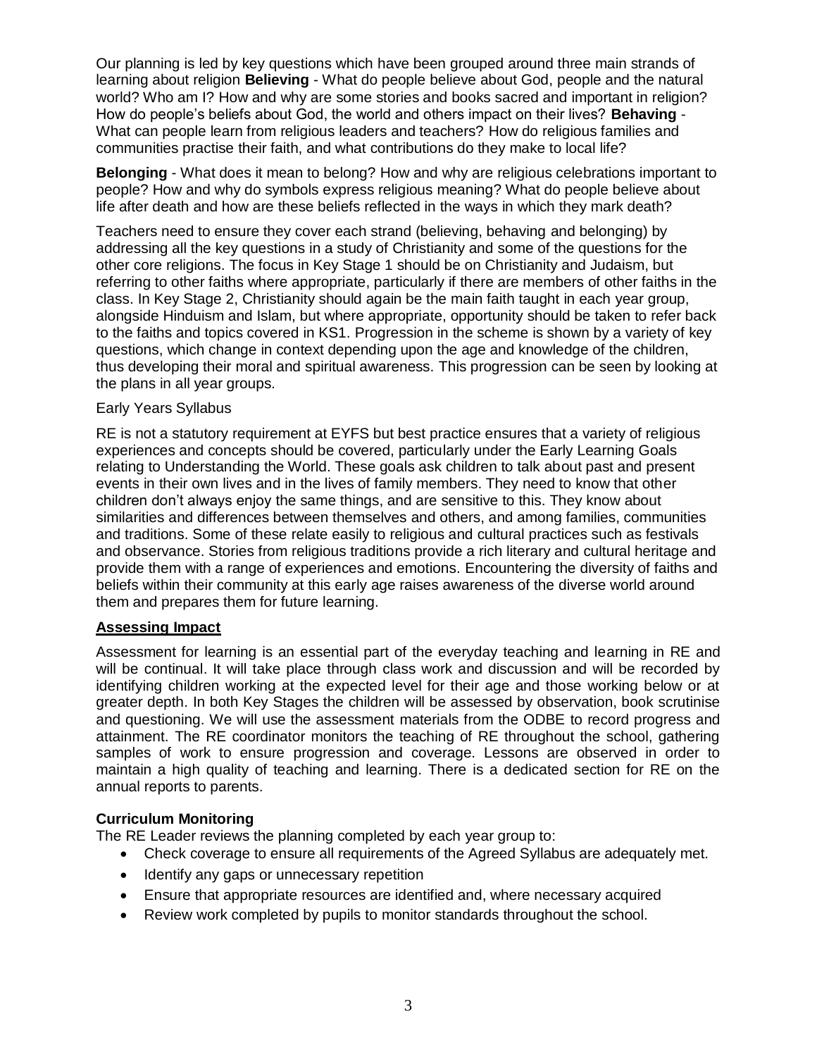Our planning is led by key questions which have been grouped around three main strands of learning about religion **Believing** - What do people believe about God, people and the natural world? Who am I? How and why are some stories and books sacred and important in religion? How do people's beliefs about God, the world and others impact on their lives? **Behaving** - What can people learn from religious leaders and teachers? How do religious families and communities practise their faith, and what contributions do they make to local life?

**Belonging** - What does it mean to belong? How and why are religious celebrations important to people? How and why do symbols express religious meaning? What do people believe about life after death and how are these beliefs reflected in the ways in which they mark death?

Teachers need to ensure they cover each strand (believing, behaving and belonging) by addressing all the key questions in a study of Christianity and some of the questions for the other core religions. The focus in Key Stage 1 should be on Christianity and Judaism, but referring to other faiths where appropriate, particularly if there are members of other faiths in the class. In Key Stage 2, Christianity should again be the main faith taught in each year group, alongside Hinduism and Islam, but where appropriate, opportunity should be taken to refer back to the faiths and topics covered in KS1. Progression in the scheme is shown by a variety of key questions, which change in context depending upon the age and knowledge of the children, thus developing their moral and spiritual awareness. This progression can be seen by looking at the plans in all year groups.

Early Years Syllabus

RE is not a statutory requirement at EYFS but best practice ensures that a variety of religious experiences and concepts should be covered, particularly under the Early Learning Goals relating to Understanding the World. These goals ask children to talk about past and present events in their own lives and in the lives of family members. They need to know that other children don't always enjoy the same things, and are sensitive to this. They know about similarities and differences between themselves and others, and among families, communities and traditions. Some of these relate easily to religious and cultural practices such as festivals and observance. Stories from religious traditions provide a rich literary and cultural heritage and provide them with a range of experiences and emotions. Encountering the diversity of faiths and beliefs within their community at this early age raises awareness of the diverse world around them and prepares them for future learning.

## Assessing Impact

Assessment for learning is an essential part of the everyday teaching and learning in RE and will be continual. It will take place through class work and discussion and will be recorded by identifying children working at the expected level for their age and those working below or at greater depth. In both Key Stages the children will be assessed by observation, book scrutinise and questioning. We will use the assessment materials from the ODBE to record progress and attainment. The RE coordinator monitors the teaching of RE throughout the school, gathering samples of work to ensure progression and coverage. Lessons are observed in order to maintain a high quality of teaching and learning. There is a dedicated section for RE on the annual reports to parents.

## Curriculum Monitoring

The RE Leader reviews the planning completed by each year group to:

- Check coverage to ensure all requirements of the Agreed Syllabus are adequately met.
- Identify any gaps or unnecessary repetition
- Ensure that appropriate resources are identified and, where necessary acquired
- Review work completed by pupils to monitor standards throughout the school.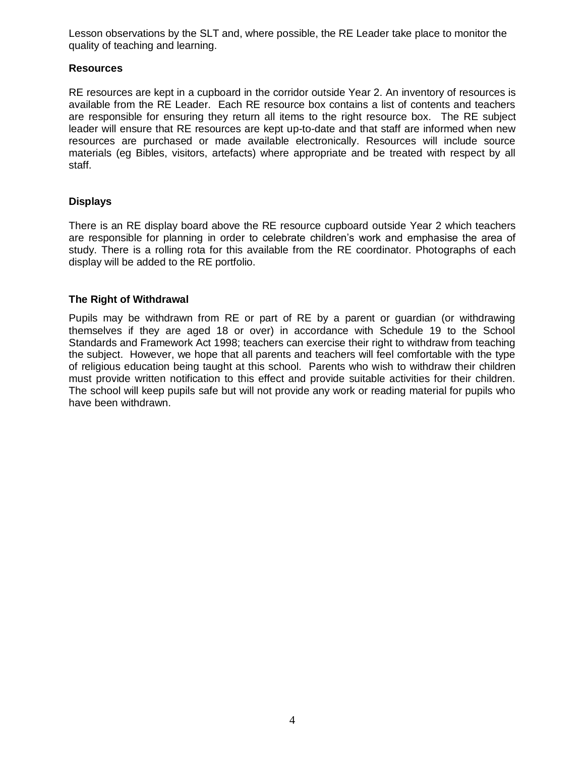Lesson observations by the SLT and, where possible, the RE Leader take place to monitor the quality of teaching and learning.

### Resources

RE resources are kept in a cupboard in the corridor outside Year 2. An inventory of resources is available from the RE Leader. Each RE resource box contains a list of contents and teachers are responsible for ensuring they return all items to the right resource box. The RE subject leader will ensure that RE resources are kept up-to-date and that staff are informed when new resources are purchased or made available electronically. Resources will include source materials (eg Bibles, visitors, artefacts) where appropriate and be treated with respect by all staff.

### Displays

There is an RE display board above the RE resource cupboard outside Year 2 which teachers are responsible for planning in order to celebrate children's work and emphasise the area of study. There is a rolling rota for this available from the RE coordinator. Photographs of each display will be added to the RE portfolio.

### The Right of Withdrawal

Pupils may be withdrawn from RE or part of RE by a parent or guardian (or withdrawing themselves if they are aged 18 or over) in accordance with Schedule 19 to the School Standards and Framework Act 1998; teachers can exercise their right to withdraw from teaching the subject. However, we hope that all parents and teachers will feel comfortable with the type of religious education being taught at this school. Parents who wish to withdraw their children must provide written notification to this effect and provide suitable activities for their children. The school will keep pupils safe but will not provide any work or reading material for pupils who have been withdrawn.